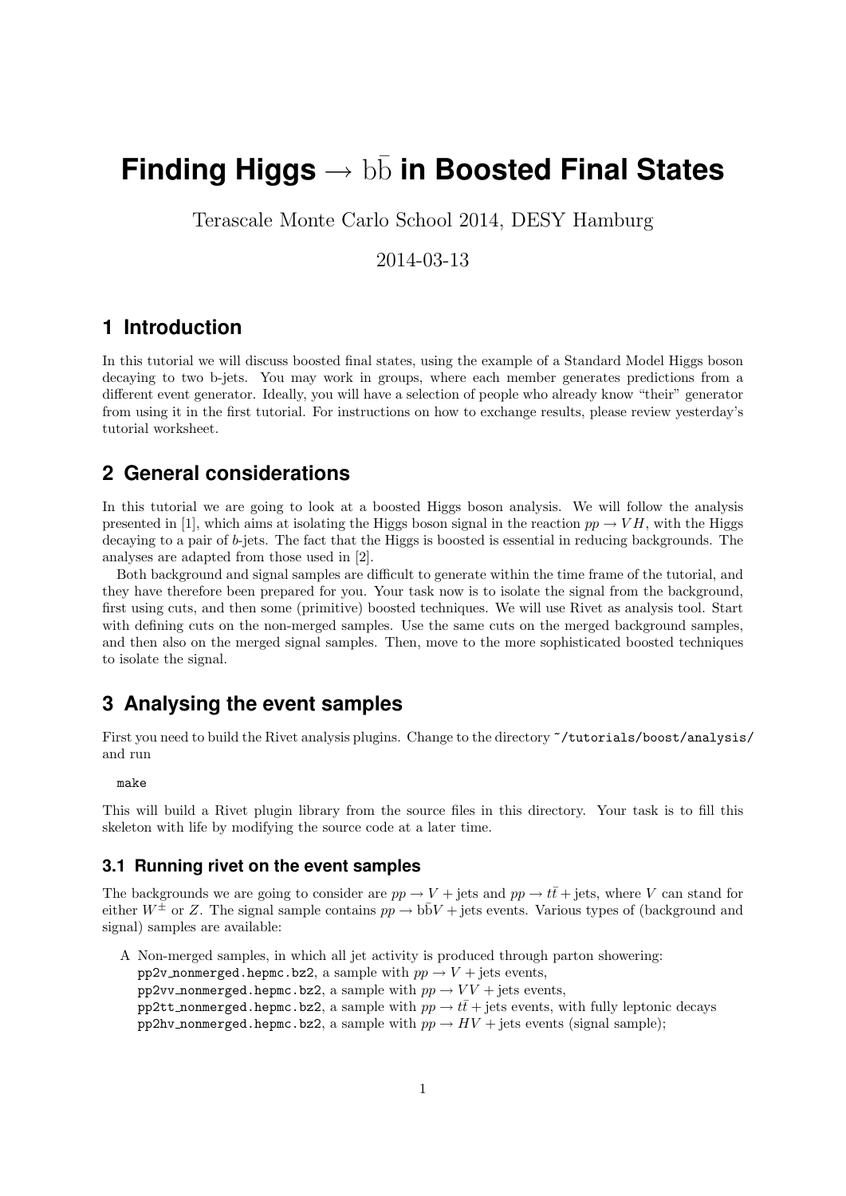# Finding Higgs $\to b\bar{b}$ in Boosted Final States

Terascale Monte Carlo School 2014, DESY Hamburg

2014-03-13

## 1 Introduction

In this tutorial we will discuss boosted final states, using the example of a Standard Model Higgs boson decaying to two b-jets. You may work in groups, where each member generates predictions from a different event generator. Ideally, you will have a selection of people who already know "their" generator from using it in the first tutorial. For instructions on how to exchange results, please review yesterday's tutorial worksheet.

## 2 General considerations

In this tutorial we are going to look at a boosted Higgs boson analysis. We will follow the analysis presented in [1], which aims at isolating the Higgs boson signal in the reaction $pp \to VH$, with the Higgs decaying to a pair of $b$-jets. The fact that the Higgs is boosted is essential in reducing backgrounds. The analyses are adapted from those used in [2].

Both background and signal samples are difficult to generate within the time frame of the tutorial, and they have therefore been prepared for you. Your task now is to isolate the signal from the background, first using cuts, and then some (primitive) boosted techniques. We will use Rivet as analysis tool. Start with defining cuts on the non-merged samples. Use the same cuts on the merged background samples, and then also on the merged signal samples. Then, move to the more sophisticated boosted techniques to isolate the signal.

## 3 Analysing the event samples

First you need to build the Rivet analysis plugins. Change to the directory `~/tutorials/boost/analysis/` and run

```
make
```

This will build a Rivet plugin library from the source files in this directory. Your task is to fill this skeleton with life by modifying the source code at a later time.

### 3.1 Running rivet on the event samples

The backgrounds we are going to consider are $pp \to V + \text{jets}$ and $pp \to t\bar{t} + \text{jets}$, where $V$ can stand for either $W^{\pm}$ or $Z$. The signal sample contains $pp \to b\bar{b}V + \text{jets}$ events. Various types of (background and signal) samples are available:

A Non-merged samples, in which all jet activity is produced through parton showering:
`pp2v_nonmerged.hepmc.bz2`, a sample with $pp \to V + \text{jets}$ events,
`pp2vv_nonmerged.hepmc.bz2`, a sample with $pp \to VV + \text{jets}$ events,
`pp2tt_nonmerged.hepmc.bz2`, a sample with $pp \to t\bar{t} + \text{jets}$ events, with fully leptonic decays
`pp2hv_nonmerged.hepmc.bz2`, a sample with $pp \to HV + \text{jets}$ events (signal sample);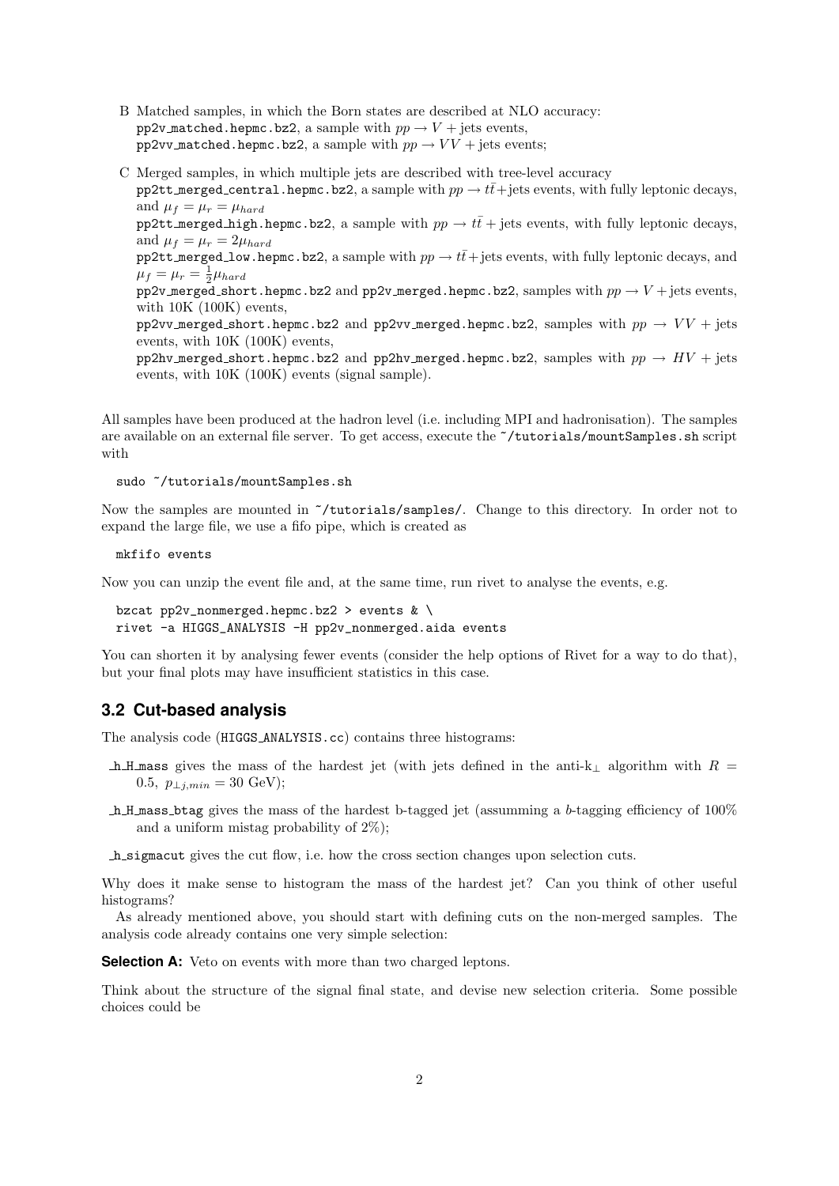B Matched samples, in which the Born states are described at NLO accuracy:
pp2v_matched.hepmc.bz2, a sample with $pp \to V+$ jets events,
pp2vv_matched.hepmc.bz2, a sample with $pp \to VV+$ jets events;

C Merged samples, in which multiple jets are described with tree-level accuracy
pp2tt_merged_central.hepmc.bz2, a sample with $pp \to t\bar{t}+$jets events, with fully leptonic decays, and $\mu_f = \mu_r = \mu_{hard}$
pp2tt_merged_high.hepmc.bz2, a sample with $pp \to t\bar{t}+$ jets events, with fully leptonic decays, and $\mu_f = \mu_r = 2\mu_{hard}$
pp2tt_merged_low.hepmc.bz2, a sample with $pp \to t\bar{t}+$jets events, with fully leptonic decays, and $\mu_f = \mu_r = \frac{1}{2}\mu_{hard}$
pp2v_merged_short.hepmc.bz2 and pp2v_merged.hepmc.bz2, samples with $pp \to V+$jets events, with 10K (100K) events,
pp2vv_merged_short.hepmc.bz2 and pp2vv_merged.hepmc.bz2, samples with $pp \to VV+$ jets events, with 10K (100K) events,
pp2hv_merged_short.hepmc.bz2 and pp2hv_merged.hepmc.bz2, samples with $pp \to HV+$ jets events, with 10K (100K) events (signal sample).

All samples have been produced at the hadron level (i.e. including MPI and hadronisation). The samples are available on an external file server. To get access, execute the ~/tutorials/mountSamples.sh script with

```
sudo ~/tutorials/mountSamples.sh
```

Now the samples are mounted in ~/tutorials/samples/. Change to this directory. In order not to expand the large file, we use a fifo pipe, which is created as

```
mkfifo events
```

Now you can unzip the event file and, at the same time, run rivet to analyse the events, e.g.

```
bzcat pp2v_nonmerged.hepmc.bz2 > events & \
rivet -a HIGGS_ANALYSIS -H pp2v_nonmerged.aida events
```

You can shorten it by analysing fewer events (consider the help options of Rivet for a way to do that), but your final plots may have insufficient statistics in this case.

## 3.2 Cut-based analysis

The analysis code (HIGGS_ANALYSIS.cc) contains three histograms:

_h_H_mass gives the mass of the hardest jet (with jets defined in the anti-k$_\perp$ algorithm with $R = 0.5$, $p_{\perp j,min} = 30$ GeV);

_h_H_mass_btag gives the mass of the hardest b-tagged jet (assumming a $b$-tagging efficiency of 100% and a uniform mistag probability of 2%);

_h_sigmacut gives the cut flow, i.e. how the cross section changes upon selection cuts.

Why does it make sense to histogram the mass of the hardest jet? Can you think of other useful histograms?

As already mentioned above, you should start with defining cuts on the non-merged samples. The analysis code already contains one very simple selection:

**Selection A:** Veto on events with more than two charged leptons.

Think about the structure of the signal final state, and devise new selection criteria. Some possible choices could be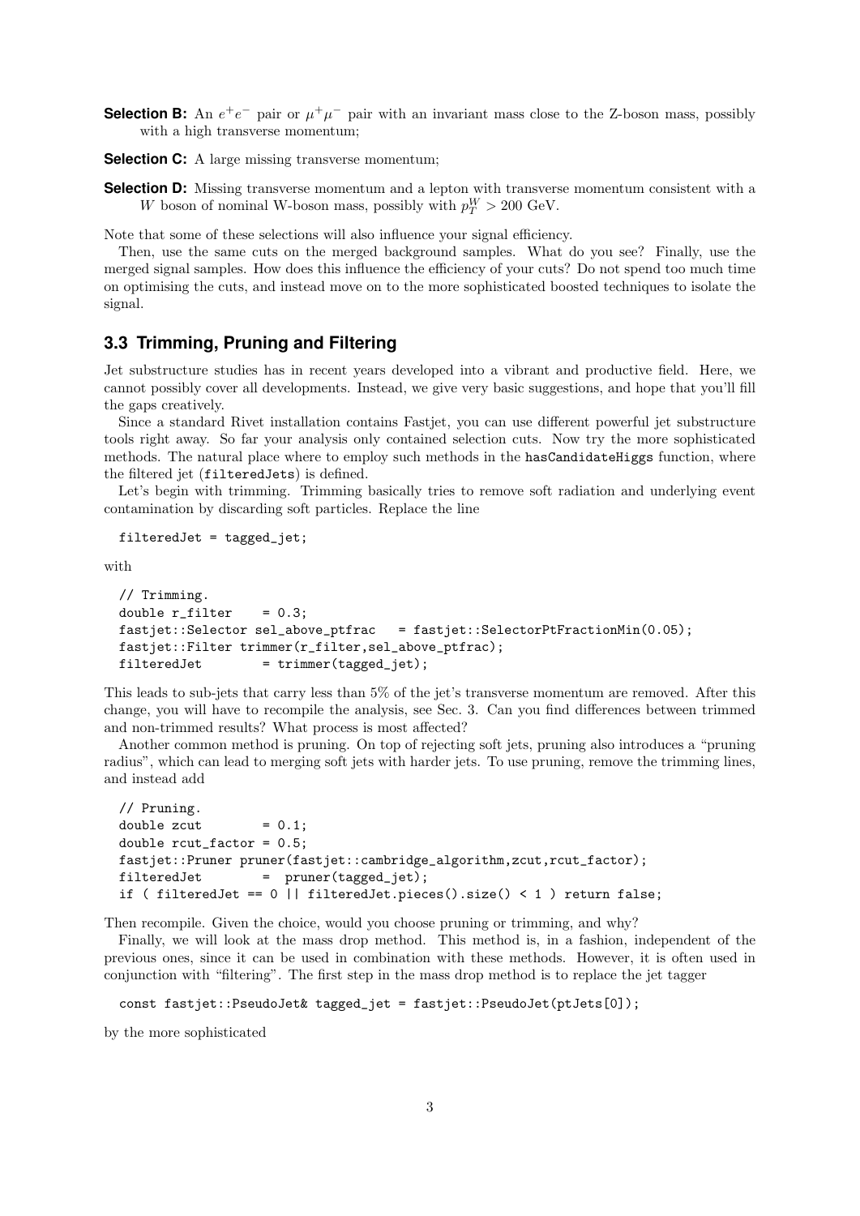**Selection B:** An $e^+e^-$ pair or $\mu^+\mu^-$ pair with an invariant mass close to the Z-boson mass, possibly with a high transverse momentum;

**Selection C:** A large missing transverse momentum;

**Selection D:** Missing transverse momentum and a lepton with transverse momentum consistent with a $W$ boson of nominal W-boson mass, possibly with $p_T^W > 200$ GeV.

Note that some of these selections will also influence your signal efficiency.

Then, use the same cuts on the merged background samples. What do you see? Finally, use the merged signal samples. How does this influence the efficiency of your cuts? Do not spend too much time on optimising the cuts, and instead move on to the more sophisticated boosted techniques to isolate the signal.

### 3.3 Trimming, Pruning and Filtering

Jet substructure studies has in recent years developed into a vibrant and productive field. Here, we cannot possibly cover all developments. Instead, we give very basic suggestions, and hope that you'll fill the gaps creatively.

Since a standard Rivet installation contains Fastjet, you can use different powerful jet substructure tools right away. So far your analysis only contained selection cuts. Now try the more sophisticated methods. The natural place where to employ such methods in the `hasCandidateHiggs` function, where the filtered jet (`filteredJets`) is defined.

Let's begin with trimming. Trimming basically tries to remove soft radiation and underlying event contamination by discarding soft particles. Replace the line

```
filteredJet = tagged_jet;
```

with

```
// Trimming.
double r_filter    = 0.3;
fastjet::Selector sel_above_ptfrac   = fastjet::SelectorPtFractionMin(0.05);
fastjet::Filter trimmer(r_filter,sel_above_ptfrac);
filteredJet        = trimmer(tagged_jet);
```

This leads to sub-jets that carry less than 5% of the jet's transverse momentum are removed. After this change, you will have to recompile the analysis, see Sec. 3. Can you find differences between trimmed and non-trimmed results? What process is most affected?

Another common method is pruning. On top of rejecting soft jets, pruning also introduces a "pruning radius", which can lead to merging soft jets with harder jets. To use pruning, remove the trimming lines, and instead add

```
// Pruning.
double zcut        = 0.1;
double rcut_factor = 0.5;
fastjet::Pruner pruner(fastjet::cambridge_algorithm,zcut,rcut_factor);
filteredJet        =  pruner(tagged_jet);
if ( filteredJet == 0 || filteredJet.pieces().size() < 1 ) return false;
```

Then recompile. Given the choice, would you choose pruning or trimming, and why?

Finally, we will look at the mass drop method. This method is, in a fashion, independent of the previous ones, since it can be used in combination with these methods. However, it is often used in conjunction with "filtering". The first step in the mass drop method is to replace the jet tagger

```
const fastjet::PseudoJet& tagged_jet = fastjet::PseudoJet(ptJets[0]);
```

by the more sophisticated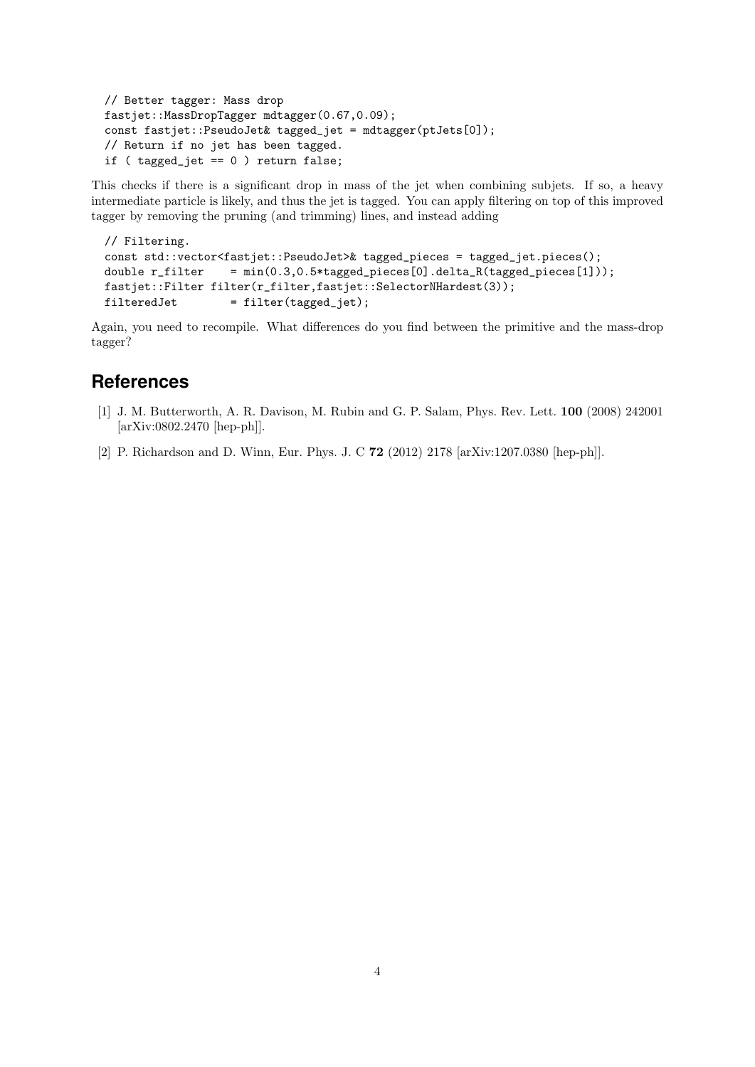```
// Better tagger: Mass drop
fastjet::MassDropTagger mdtagger(0.67,0.09);
const fastjet::PseudoJet& tagged_jet = mdtagger(ptJets[0]);
// Return if no jet has been tagged.
if ( tagged_jet == 0 ) return false;
```

This checks if there is a significant drop in mass of the jet when combining subjets. If so, a heavy intermediate particle is likely, and thus the jet is tagged. You can apply filtering on top of this improved tagger by removing the pruning (and trimming) lines, and instead adding

```
// Filtering.
const std::vector<fastjet::PseudoJet>& tagged_pieces = tagged_jet.pieces();
double r_filter    = min(0.3,0.5*tagged_pieces[0].delta_R(tagged_pieces[1]));
fastjet::Filter filter(r_filter,fastjet::SelectorNHardest(3));
filteredJet        = filter(tagged_jet);
```

Again, you need to recompile. What differences do you find between the primitive and the mass-drop tagger?

## References

[1] J. M. Butterworth, A. R. Davison, M. Rubin and G. P. Salam, Phys. Rev. Lett. **100** (2008) 242001 [arXiv:0802.2470 [hep-ph]].

[2] P. Richardson and D. Winn, Eur. Phys. J. C **72** (2012) 2178 [arXiv:1207.0380 [hep-ph]].